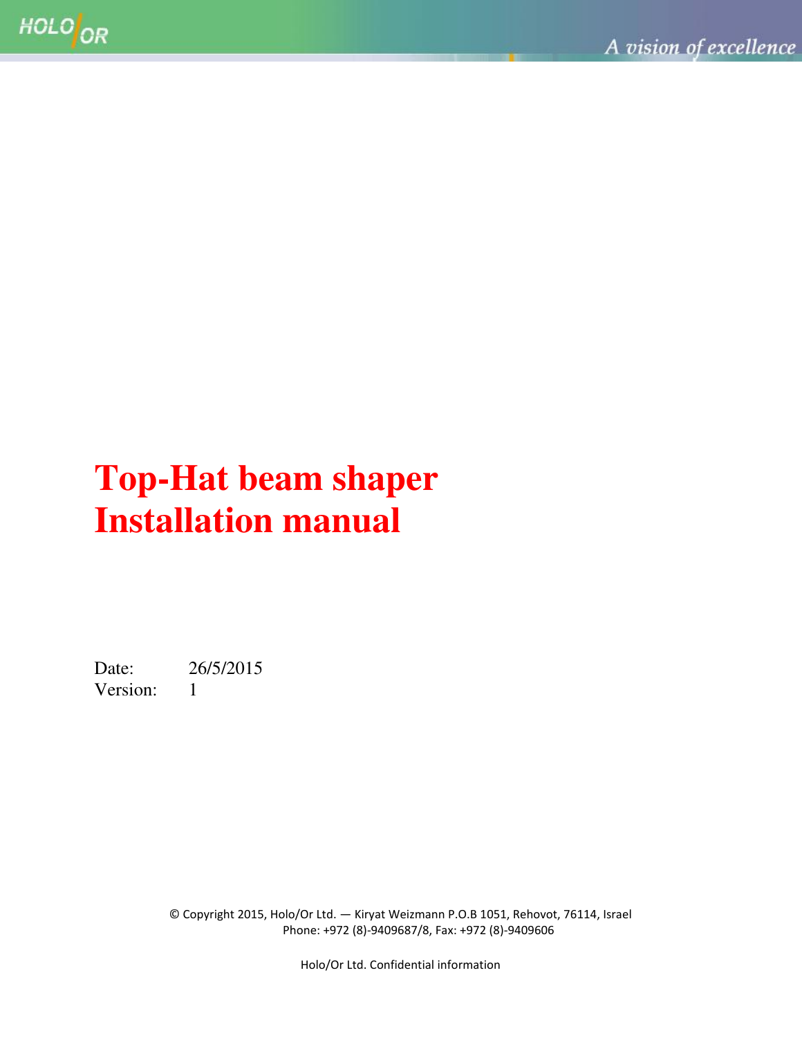# Top-Hat beam shaper Installation manual

Date: 26/5/2015

Version: 1

© Copyright 2015, Holo/Or Ltd. — Kiryat Weizmann P.O.B 1051, Rehovot, 76114, Israel
Phone: +972 (8)-9409687/8, Fax: +972 (8)-9409606

Holo/Or Ltd. Confidential information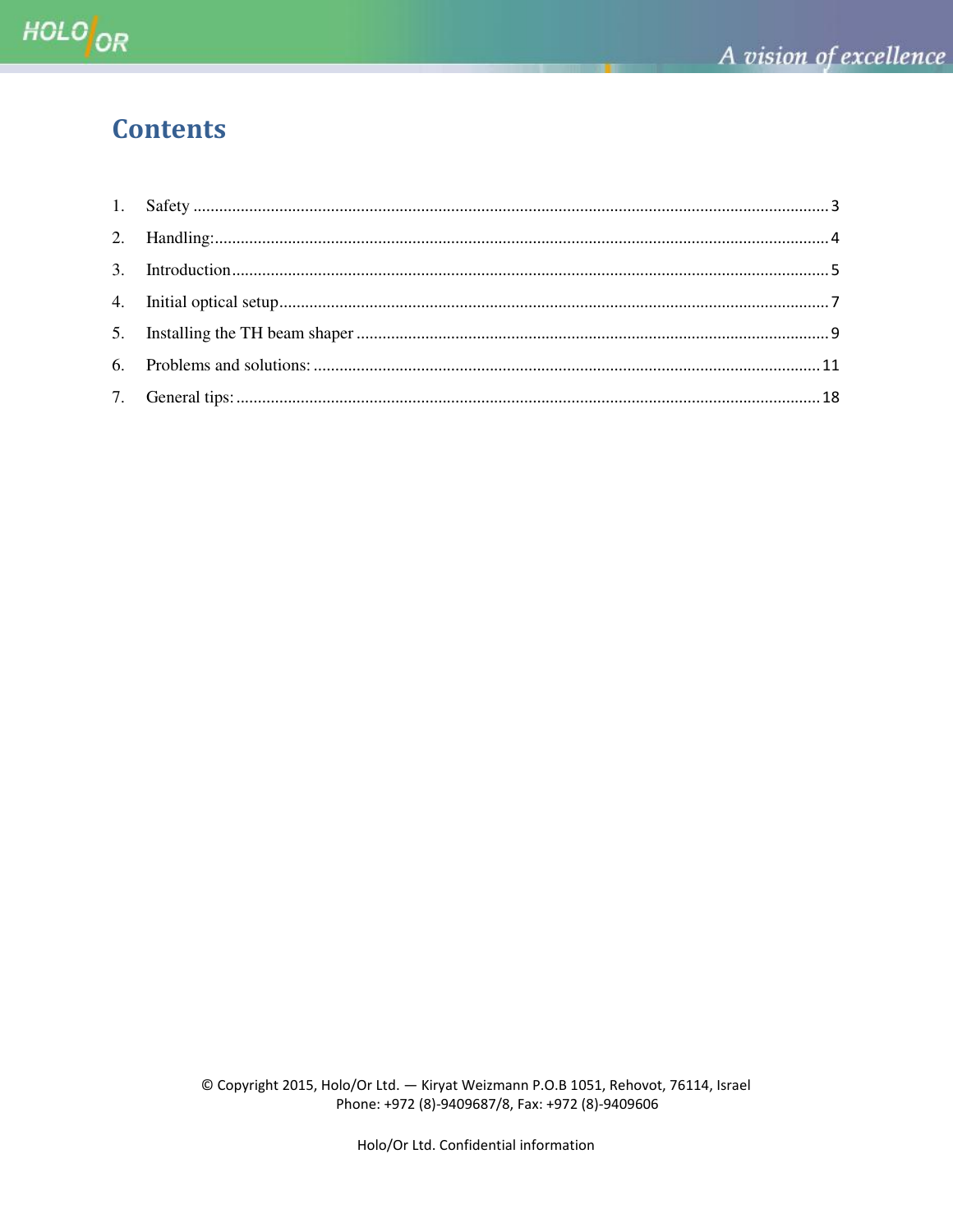# Contents

1. Safety ........................................................................................................................................ 3
2. Handling: .................................................................................................................................... 4
3. Introduction ................................................................................................................................ 5
4. Initial optical setup ...................................................................................................................... 7
5. Installing the TH beam shaper ..................................................................................................... 9
6. Problems and solutions: ............................................................................................................. 11
7. General tips: .............................................................................................................................. 18

© Copyright 2015, Holo/Or Ltd. — Kiryat Weizmann P.O.B 1051, Rehovot, 76114, Israel
Phone: +972 (8)-9409687/8, Fax: +972 (8)-9409606

Holo/Or Ltd. Confidential information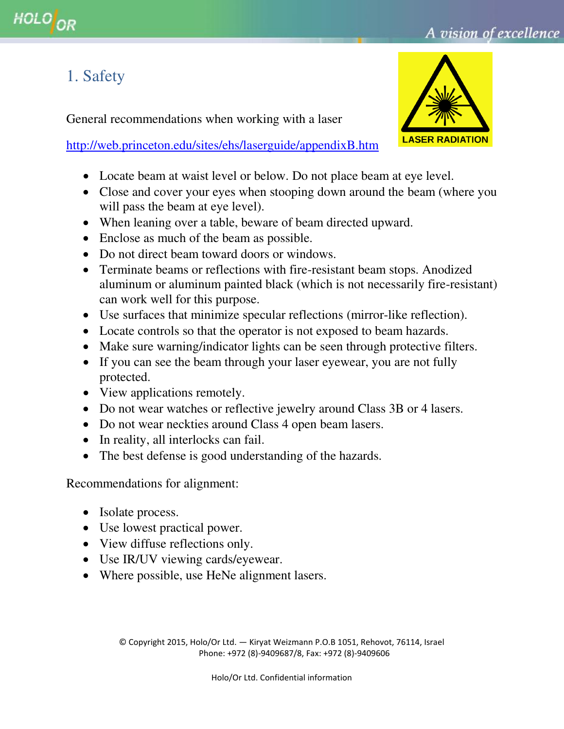# 1. Safety

General recommendations when working with a laser

http://web.princeton.edu/sites/ehs/laserguide/appendixB.htm

- Locate beam at waist level or below. Do not place beam at eye level.
- Close and cover your eyes when stooping down around the beam (where you will pass the beam at eye level).
- When leaning over a table, beware of beam directed upward.
- Enclose as much of the beam as possible.
- Do not direct beam toward doors or windows.
- Terminate beams or reflections with fire-resistant beam stops. Anodized aluminum or aluminum painted black (which is not necessarily fire-resistant) can work well for this purpose.
- Use surfaces that minimize specular reflections (mirror-like reflection).
- Locate controls so that the operator is not exposed to beam hazards.
- Make sure warning/indicator lights can be seen through protective filters.
- If you can see the beam through your laser eyewear, you are not fully protected.
- View applications remotely.
- Do not wear watches or reflective jewelry around Class 3B or 4 lasers.
- Do not wear neckties around Class 4 open beam lasers.
- In reality, all interlocks can fail.
- The best defense is good understanding of the hazards.

Recommendations for alignment:

- Isolate process.
- Use lowest practical power.
- View diffuse reflections only.
- Use IR/UV viewing cards/eyewear.
- Where possible, use HeNe alignment lasers.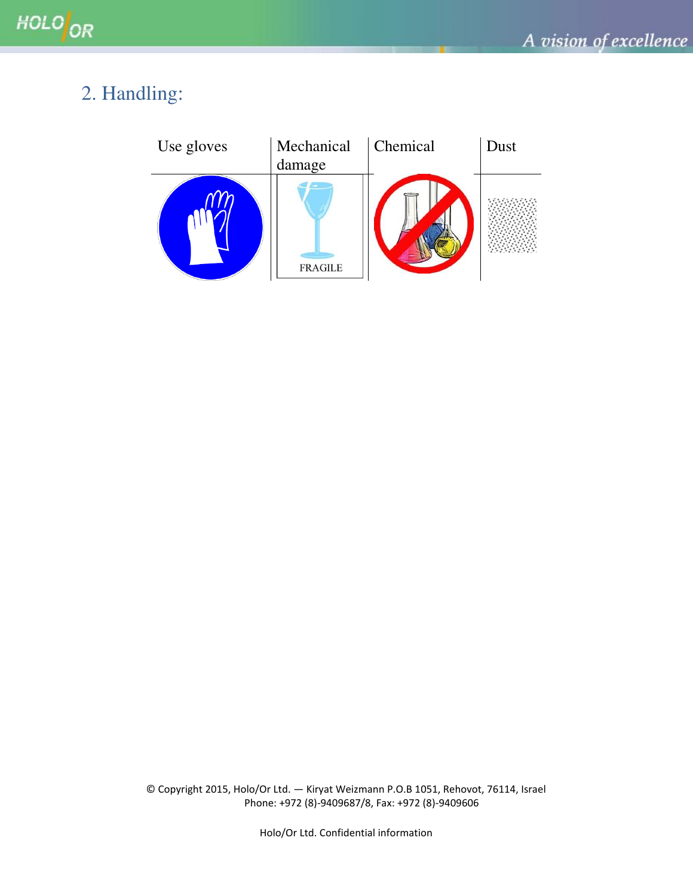## 2. Handling:

| Use gloves | Mechanical damage | Chemical | Dust |
| --- | --- | --- | --- |
| | FRAGILE | | |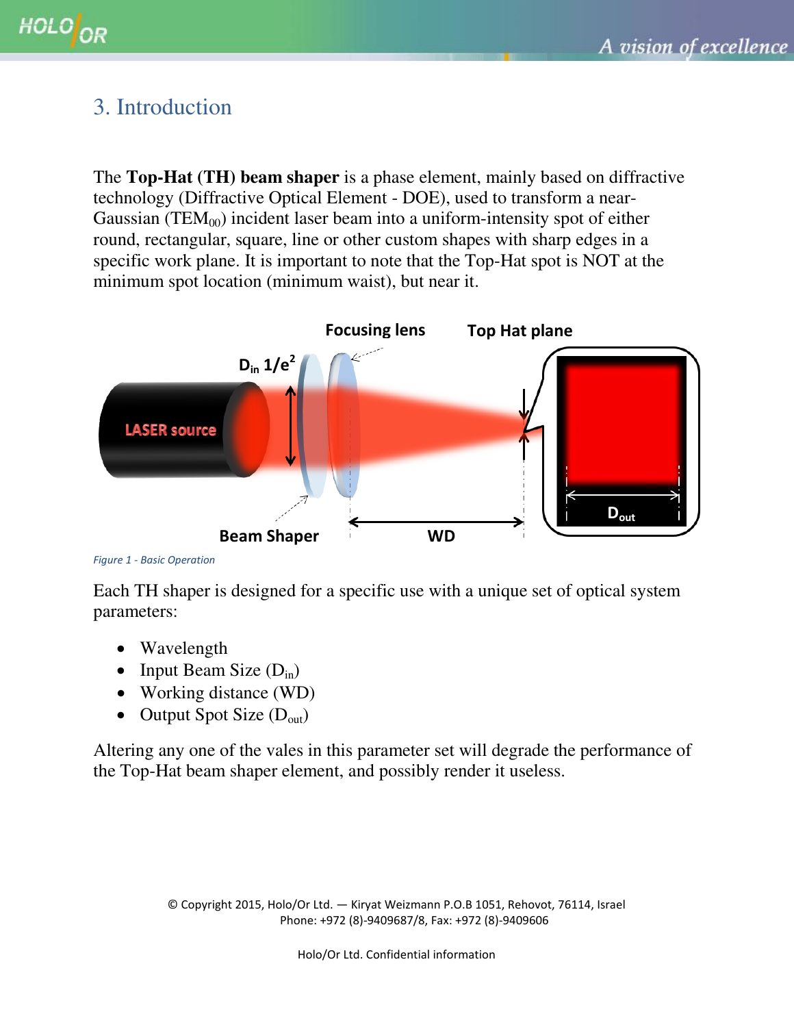## 3. Introduction

The **Top-Hat (TH) beam shaper** is a phase element, mainly based on diffractive technology (Diffractive Optical Element - DOE), used to transform a near-Gaussian ($TEM_{00}$) incident laser beam into a uniform-intensity spot of either round, rectangular, square, line or other custom shapes with sharp edges in a specific work plane. It is important to note that the Top-Hat spot is NOT at the minimum spot location (minimum waist), but near it.

*Figure 1 - Basic Operation*

Each TH shaper is designed for a specific use with a unique set of optical system parameters:

- Wavelength
- Input Beam Size ($D_{in}$)
- Working distance (WD)
- Output Spot Size ($D_{out}$)

Altering any one of the vales in this parameter set will degrade the performance of the Top-Hat beam shaper element, and possibly render it useless.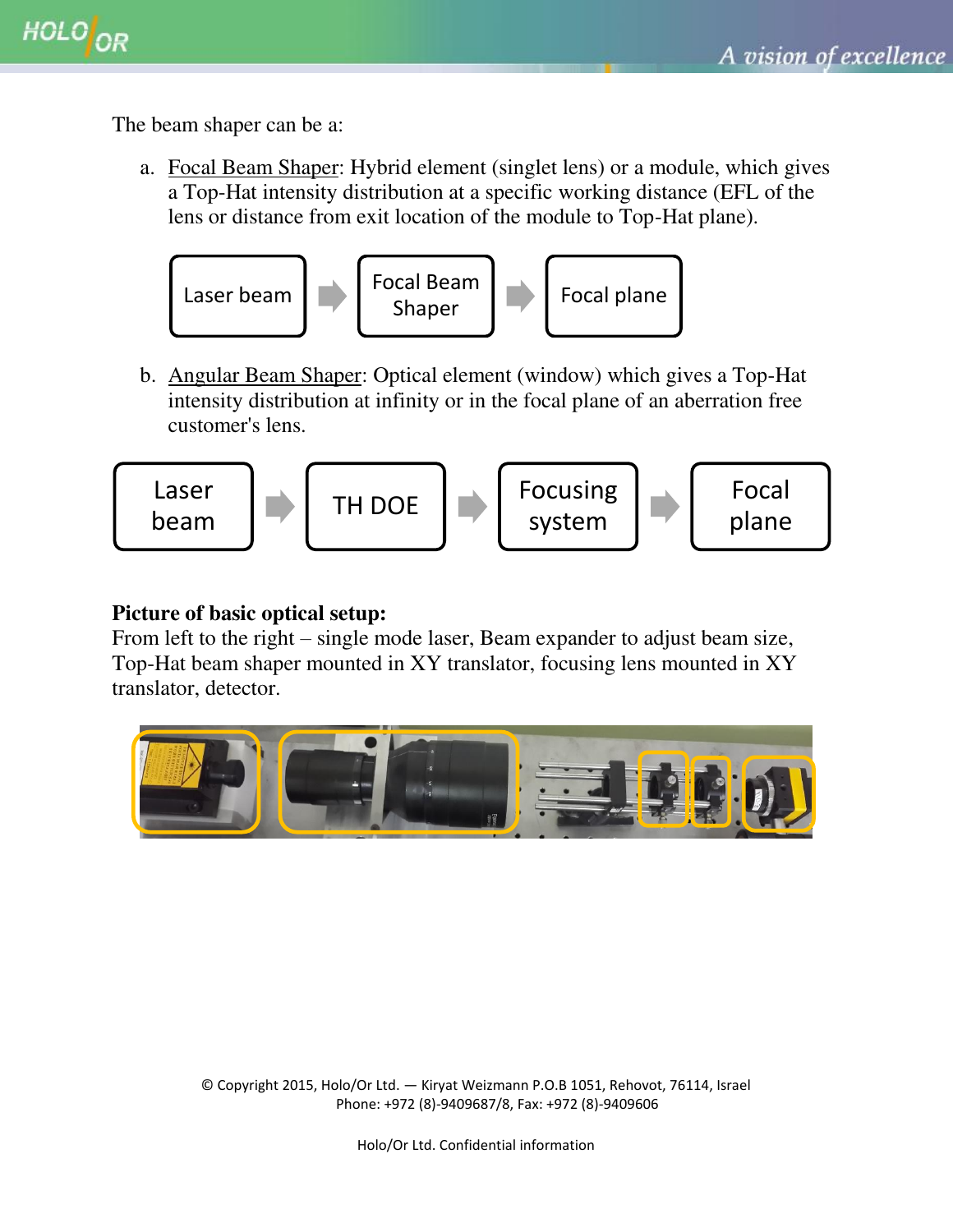The beam shaper can be a:

a. Focal Beam Shaper: Hybrid element (singlet lens) or a module, which gives a Top-Hat intensity distribution at a specific working distance (EFL of the lens or distance from exit location of the module to Top-Hat plane).

Laser beam → Focal Beam Shaper → Focal plane

b. Angular Beam Shaper: Optical element (window) which gives a Top-Hat intensity distribution at infinity or in the focal plane of an aberration free customer's lens.

Laser beam → TH DOE → Focusing system → Focal plane

**Picture of basic optical setup:**
From left to the right – single mode laser, Beam expander to adjust beam size, Top-Hat beam shaper mounted in XY translator, focusing lens mounted in XY translator, detector.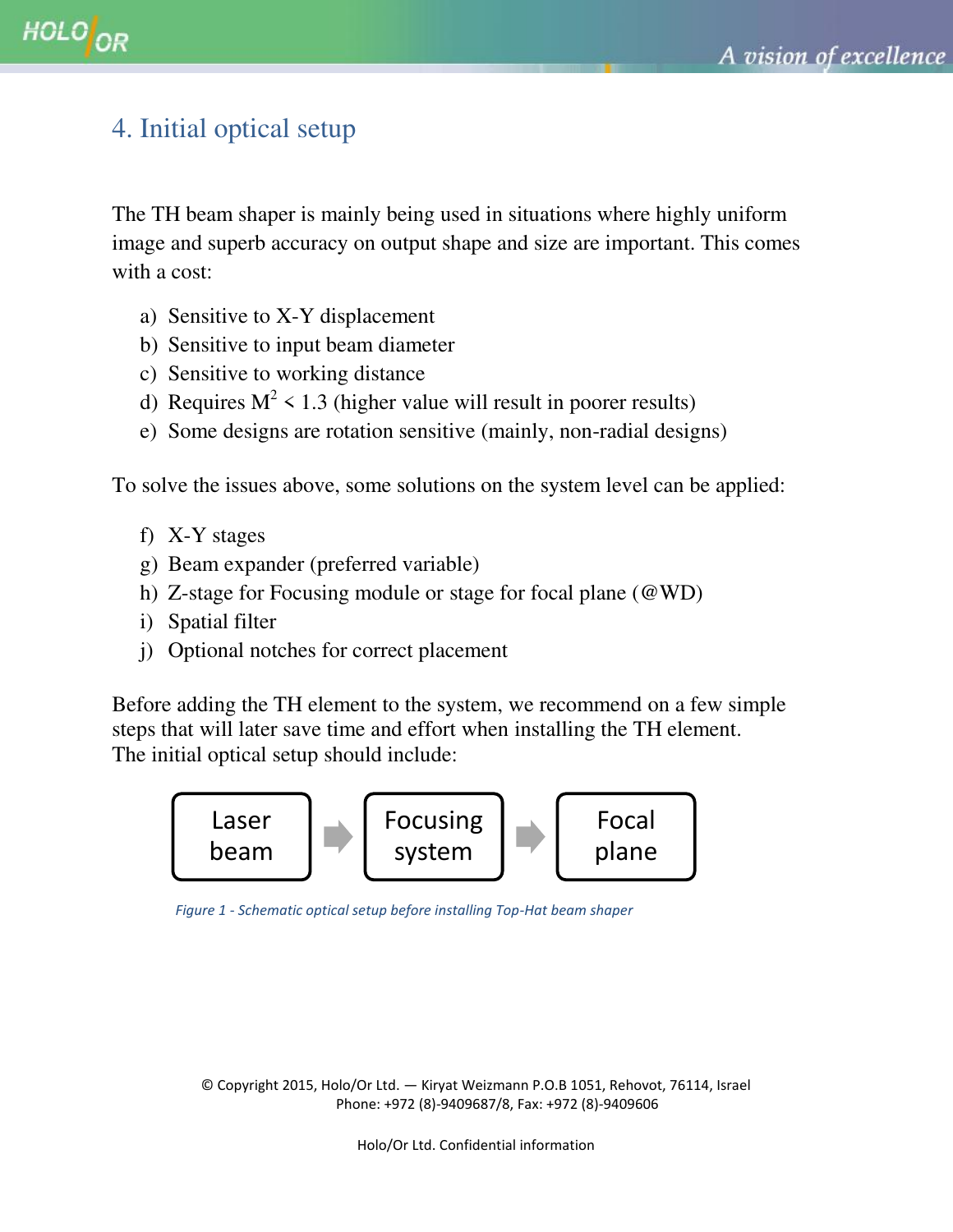# 4. Initial optical setup

The TH beam shaper is mainly being used in situations where highly uniform image and superb accuracy on output shape and size are important. This comes with a cost:

a) Sensitive to X-Y displacement
b) Sensitive to input beam diameter
c) Sensitive to working distance
d) Requires $M^2 < 1.3$ (higher value will result in poorer results)
e) Some designs are rotation sensitive (mainly, non-radial designs)

To solve the issues above, some solutions on the system level can be applied:

f) X-Y stages
g) Beam expander (preferred variable)
h) Z-stage for Focusing module or stage for focal plane (@WD)
i) Spatial filter
j) Optional notches for correct placement

Before adding the TH element to the system, we recommend on a few simple steps that will later save time and effort when installing the TH element.
The initial optical setup should include:

Laser beam → Focusing system → Focal plane

*Figure 1 - Schematic optical setup before installing Top-Hat beam shaper*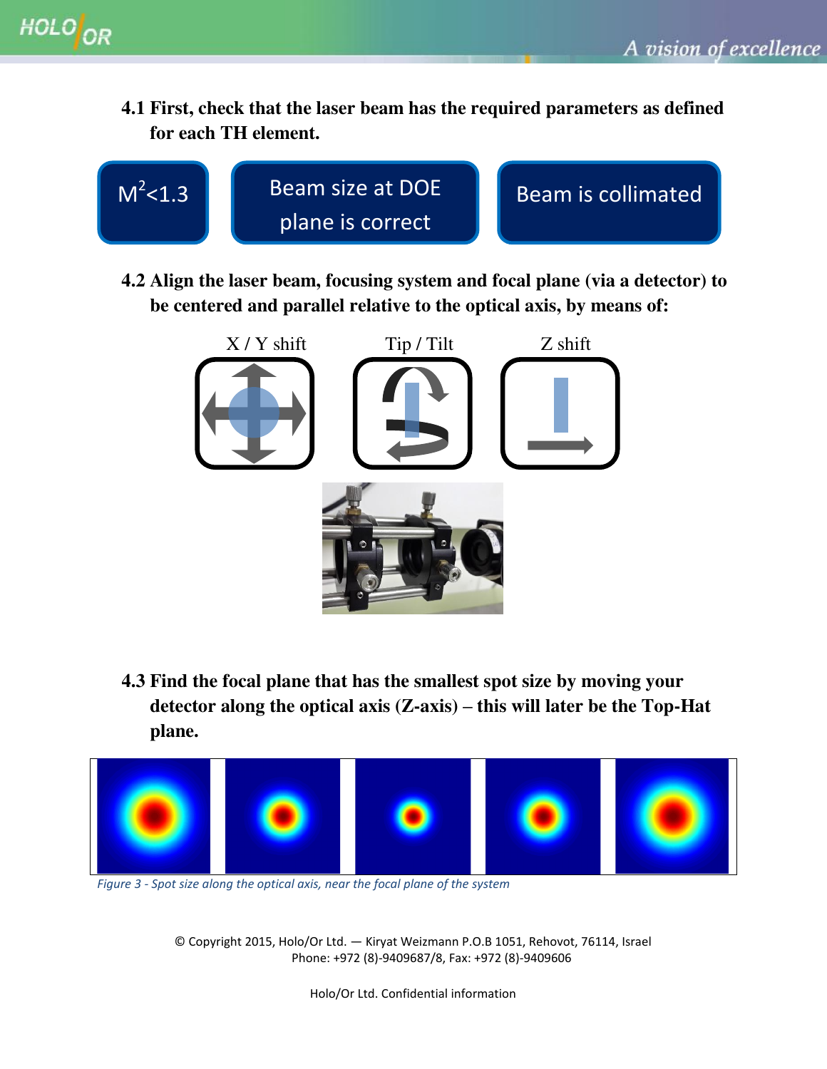**4.1 First, check that the laser beam has the required parameters as defined for each TH element.**

$M^2<1.3$

Beam size at DOE plane is correct

Beam is collimated

**4.2 Align the laser beam, focusing system and focal plane (via a detector) to be centered and parallel relative to the optical axis, by means of:**

X / Y shift

Tip / Tilt

Z shift

**4.3 Find the focal plane that has the smallest spot size by moving your detector along the optical axis (Z-axis) – this will later be the Top-Hat plane.**

*Figure 3 - Spot size along the optical axis, near the focal plane of the system*

© Copyright 2015, Holo/Or Ltd. — Kiryat Weizmann P.O.B 1051, Rehovot, 76114, Israel
Phone: +972 (8)-9409687/8, Fax: +972 (8)-9409606

Holo/Or Ltd. Confidential information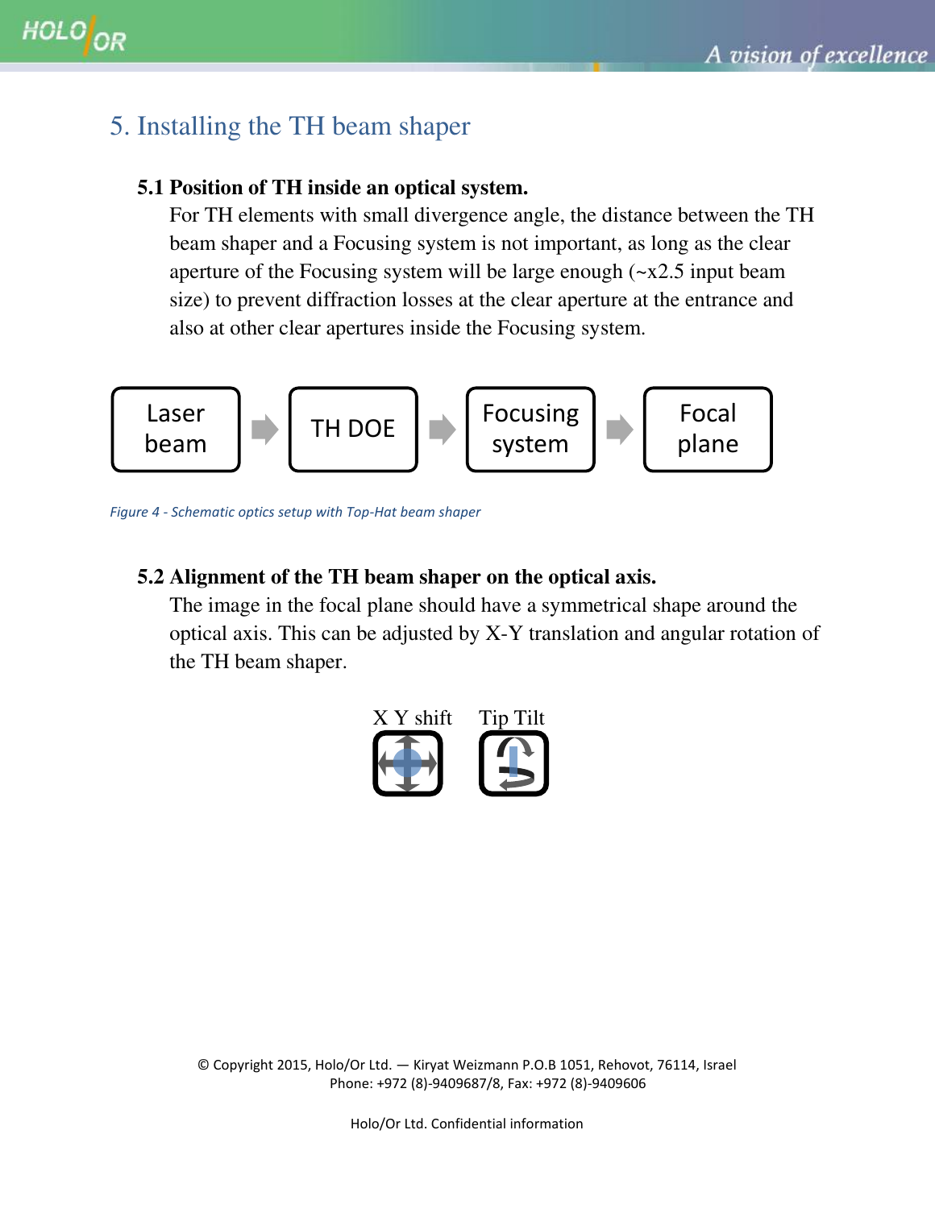# 5. Installing the TH beam shaper

## 5.1 Position of TH inside an optical system.

For TH elements with small divergence angle, the distance between the TH beam shaper and a Focusing system is not important, as long as the clear aperture of the Focusing system will be large enough (~x2.5 input beam size) to prevent diffraction losses at the clear aperture at the entrance and also at other clear apertures inside the Focusing system.

Laser beam → TH DOE → Focusing system → Focal plane

*Figure 4 - Schematic optics setup with Top-Hat beam shaper*

## 5.2 Alignment of the TH beam shaper on the optical axis.

The image in the focal plane should have a symmetrical shape around the optical axis. This can be adjusted by X-Y translation and angular rotation of the TH beam shaper.

X Y shift    Tip Tilt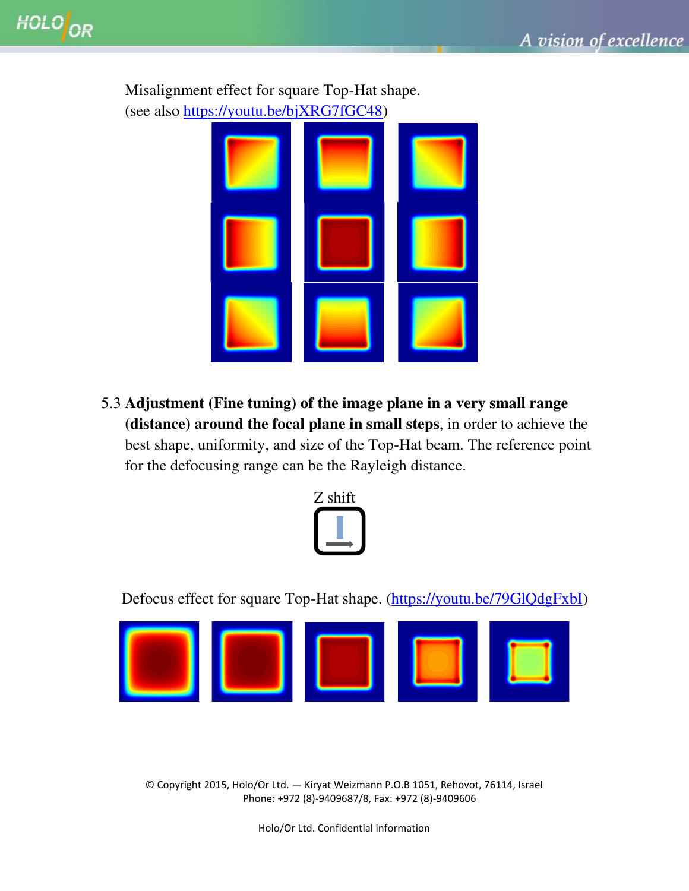Misalignment effect for square Top-Hat shape.
(see also https://youtu.be/bjXRG7fGC48)

5.3 **Adjustment (Fine tuning) of the image plane in a very small range (distance) around the focal plane in small steps**, in order to achieve the best shape, uniformity, and size of the Top-Hat beam. The reference point for the defocusing range can be the Rayleigh distance.

Z shift

Defocus effect for square Top-Hat shape. (https://youtu.be/79GlQdgFxbI)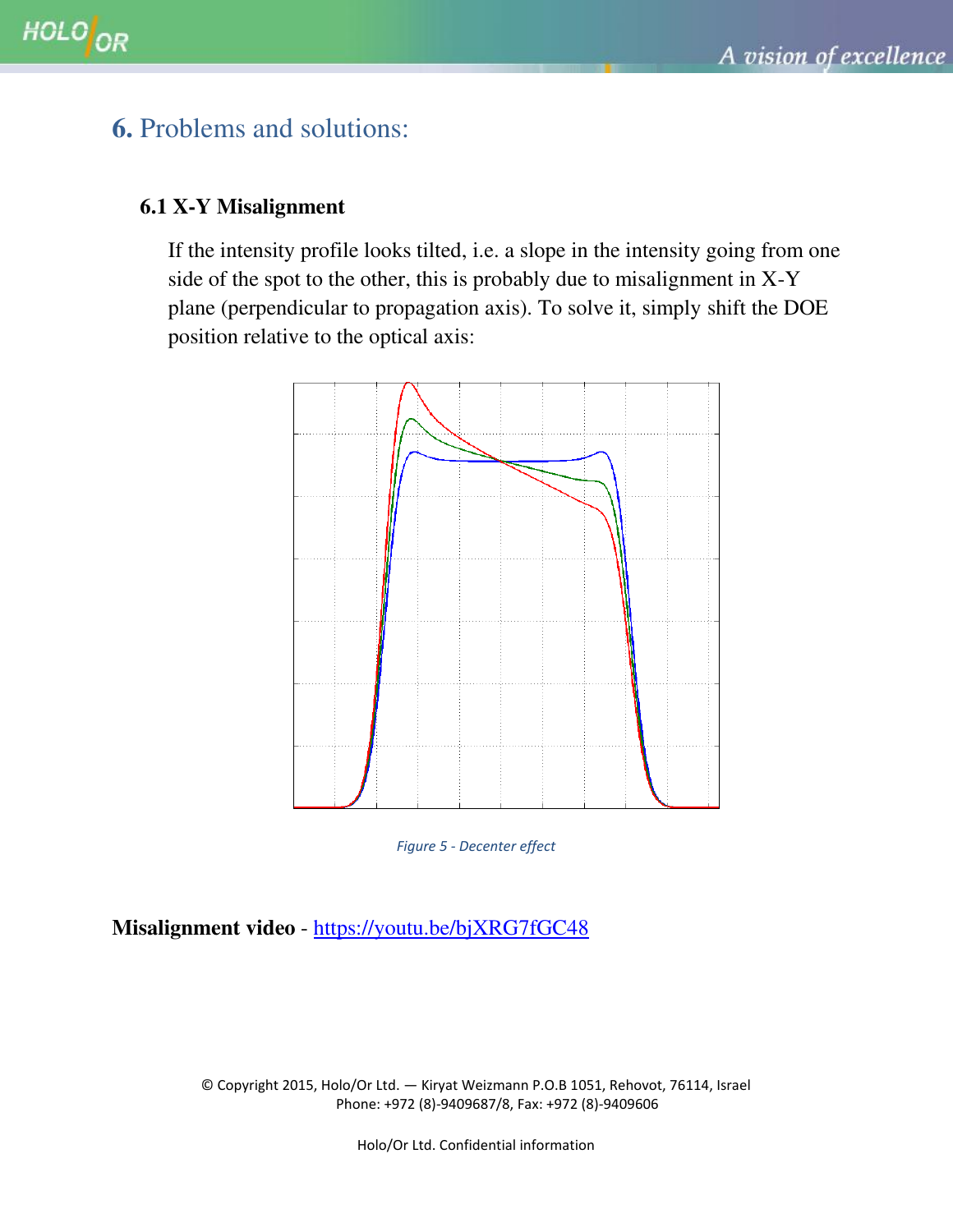# 6. Problems and solutions:

### 6.1 X-Y Misalignment

If the intensity profile looks tilted, i.e. a slope in the intensity going from one side of the spot to the other, this is probably due to misalignment in X-Y plane (perpendicular to propagation axis). To solve it, simply shift the DOE position relative to the optical axis:

*Figure 5 - Decenter effect*

**Misalignment video** - [https://youtu.be/bjXRG7fGC48](https://youtu.be/bjXRG7fGC48)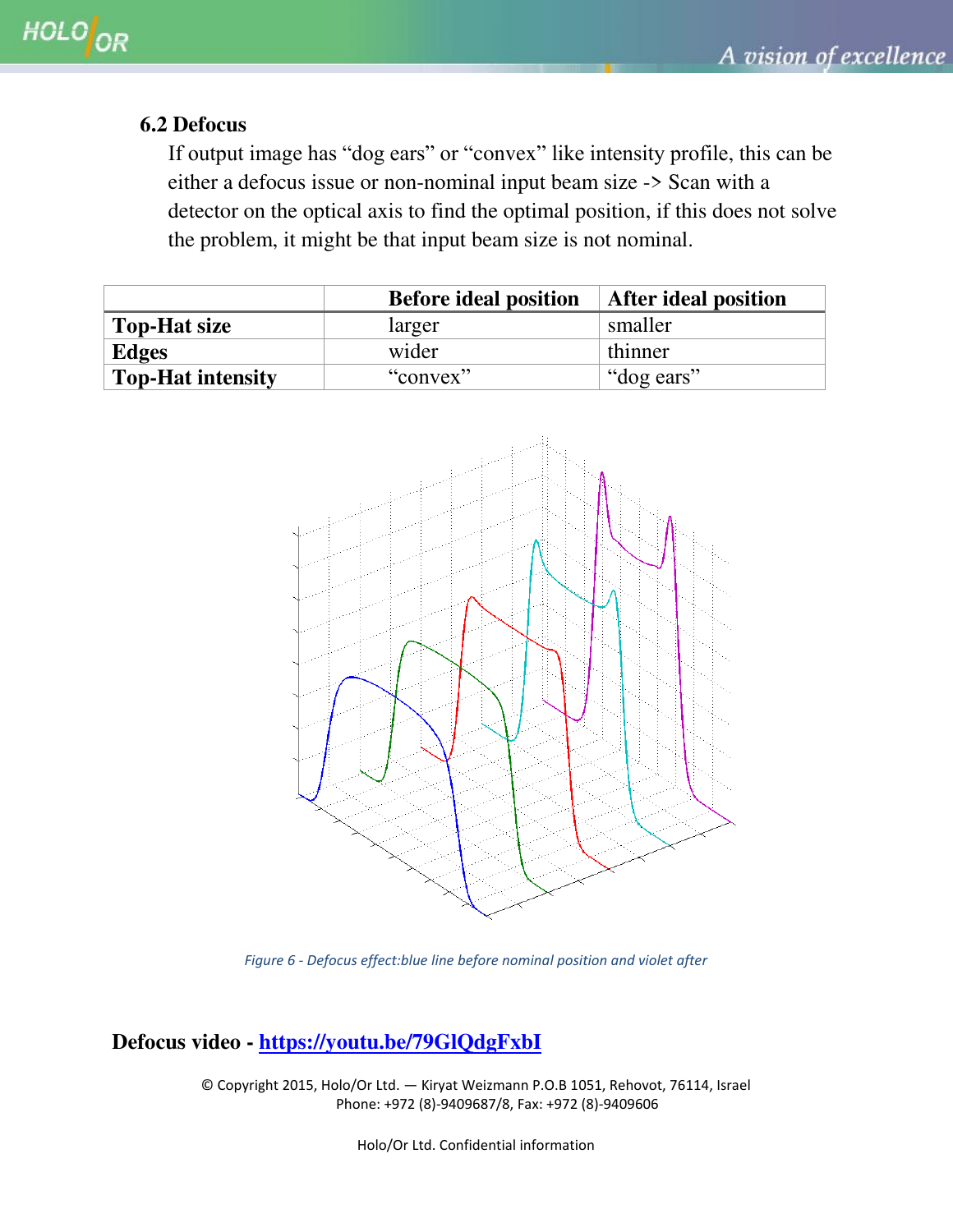### 6.2 Defocus

If output image has “dog ears” or “convex” like intensity profile, this can be either a defocus issue or non-nominal input beam size -> Scan with a detector on the optical axis to find the optimal position, if this does not solve the problem, it might be that input beam size is not nominal.

| | Before ideal position | After ideal position |
|---|---|---|
| **Top-Hat size** | larger | smaller |
| **Edges** | wider | thinner |
| **Top-Hat intensity** | “convex” | “dog ears” |

*Figure 6 - Defocus effect:blue line before nominal position and violet after*

**Defocus video - [https://youtu.be/79GlQdgFxbI](https://youtu.be/79GlQdgFxbI)**

© Copyright 2015, Holo/Or Ltd. — Kiryat Weizmann P.O.B 1051, Rehovot, 76114, Israel
Phone: +972 (8)-9409687/8, Fax: +972 (8)-9409606

Holo/Or Ltd. Confidential information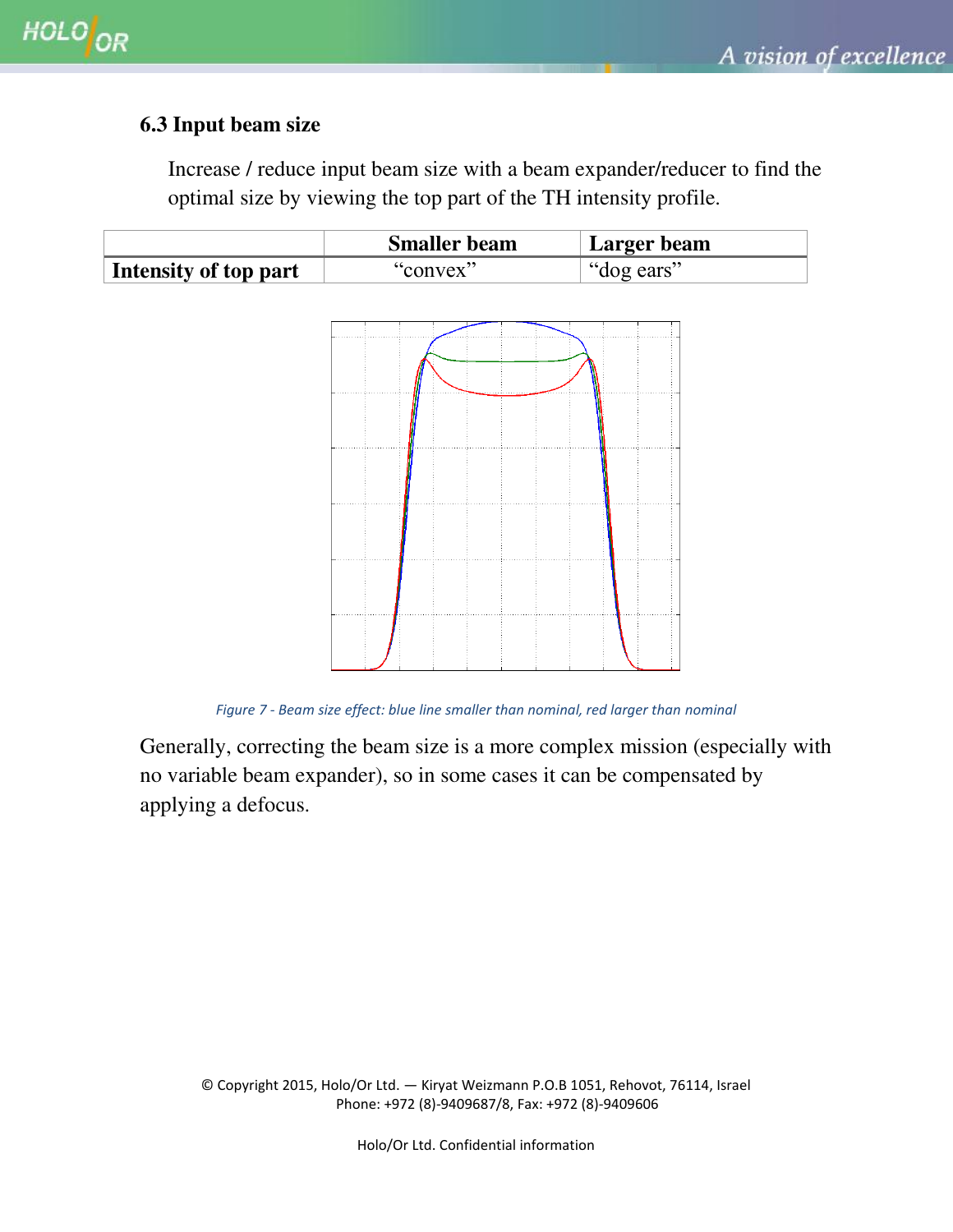### 6.3 Input beam size

Increase / reduce input beam size with a beam expander/reducer to find the optimal size by viewing the top part of the TH intensity profile.

| | Smaller beam | Larger beam |
|---|---|---|
| **Intensity of top part** | “convex” | “dog ears” |

*Figure 7 - Beam size effect: blue line smaller than nominal, red larger than nominal*

Generally, correcting the beam size is a more complex mission (especially with no variable beam expander), so in some cases it can be compensated by applying a defocus.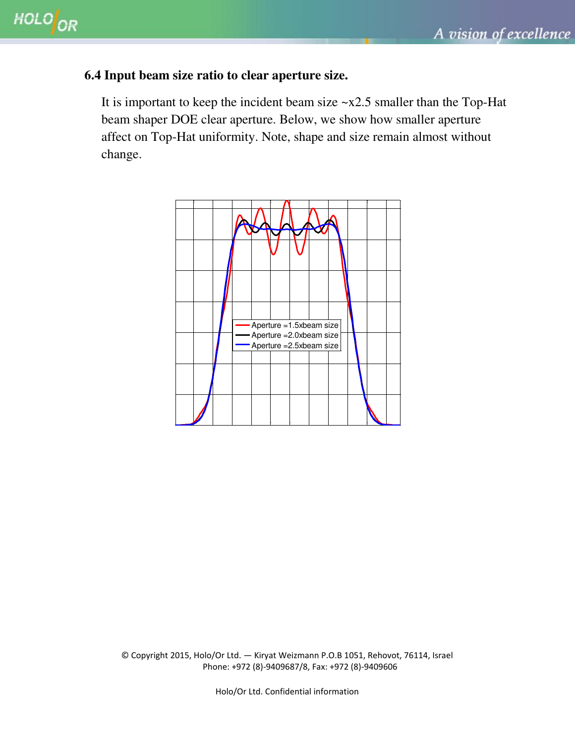## 6.4 Input beam size ratio to clear aperture size.

It is important to keep the incident beam size ~x2.5 smaller than the Top-Hat beam shaper DOE clear aperture. Below, we show how smaller aperture affect on Top-Hat uniformity. Note, shape and size remain almost without change.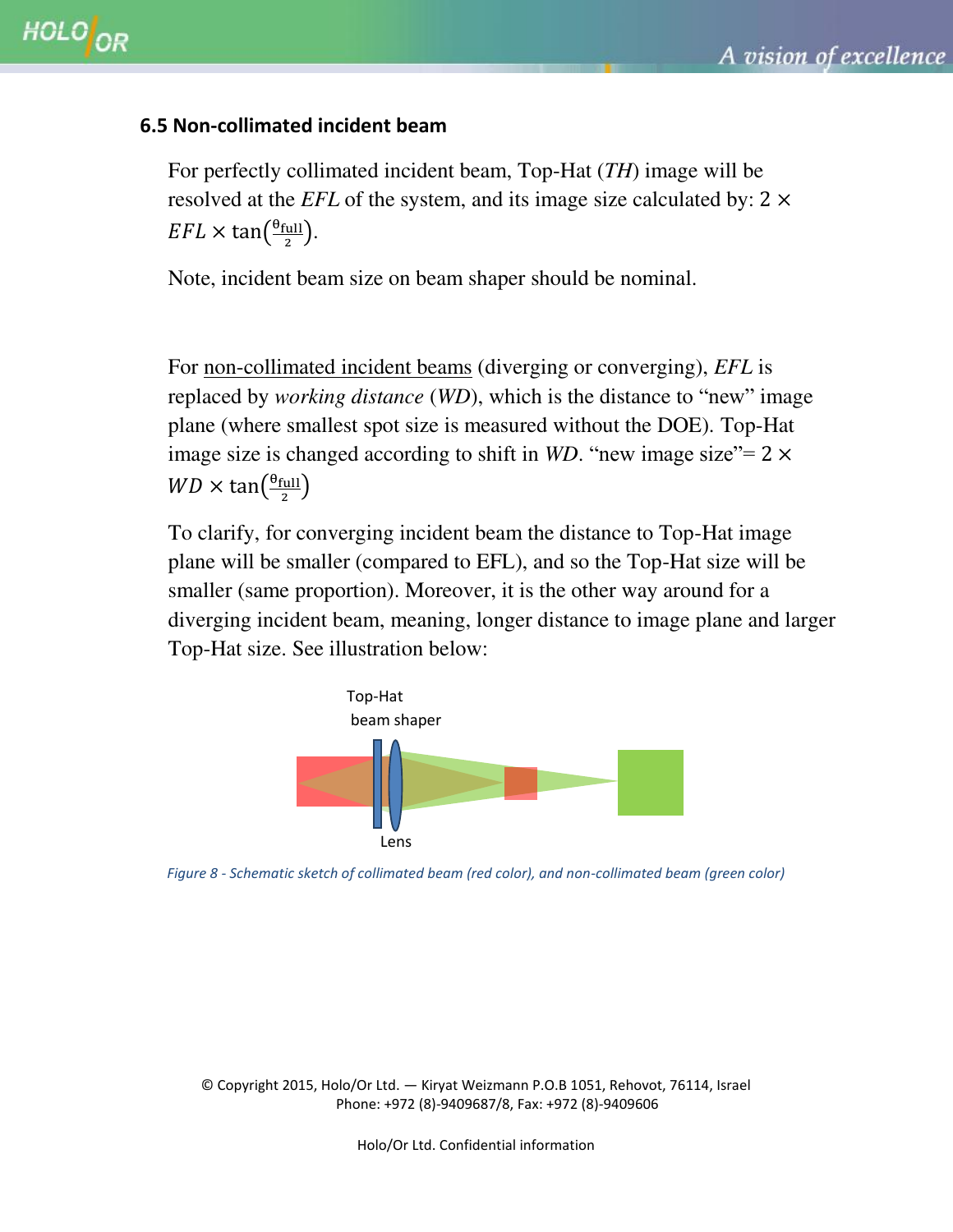### 6.5 Non-collimated incident beam

For perfectly collimated incident beam, Top-Hat (*TH*) image will be resolved at the *EFL* of the system, and its image size calculated by: $2 \times EFL \times \tan\left(\frac{\theta_{full}}{2}\right)$.

Note, incident beam size on beam shaper should be nominal.

For non-collimated incident beams (diverging or converging), *EFL* is replaced by *working distance* (*WD*), which is the distance to "new" image plane (where smallest spot size is measured without the DOE). Top-Hat image size is changed according to shift in *WD*. "new image size"= $2 \times WD \times \tan\left(\frac{\theta_{full}}{2}\right)$

To clarify, for converging incident beam the distance to Top-Hat image plane will be smaller (compared to EFL), and so the Top-Hat size will be smaller (same proportion). Moreover, it is the other way around for a diverging incident beam, meaning, longer distance to image plane and larger Top-Hat size. See illustration below:

*Figure 8 - Schematic sketch of collimated beam (red color), and non-collimated beam (green color)*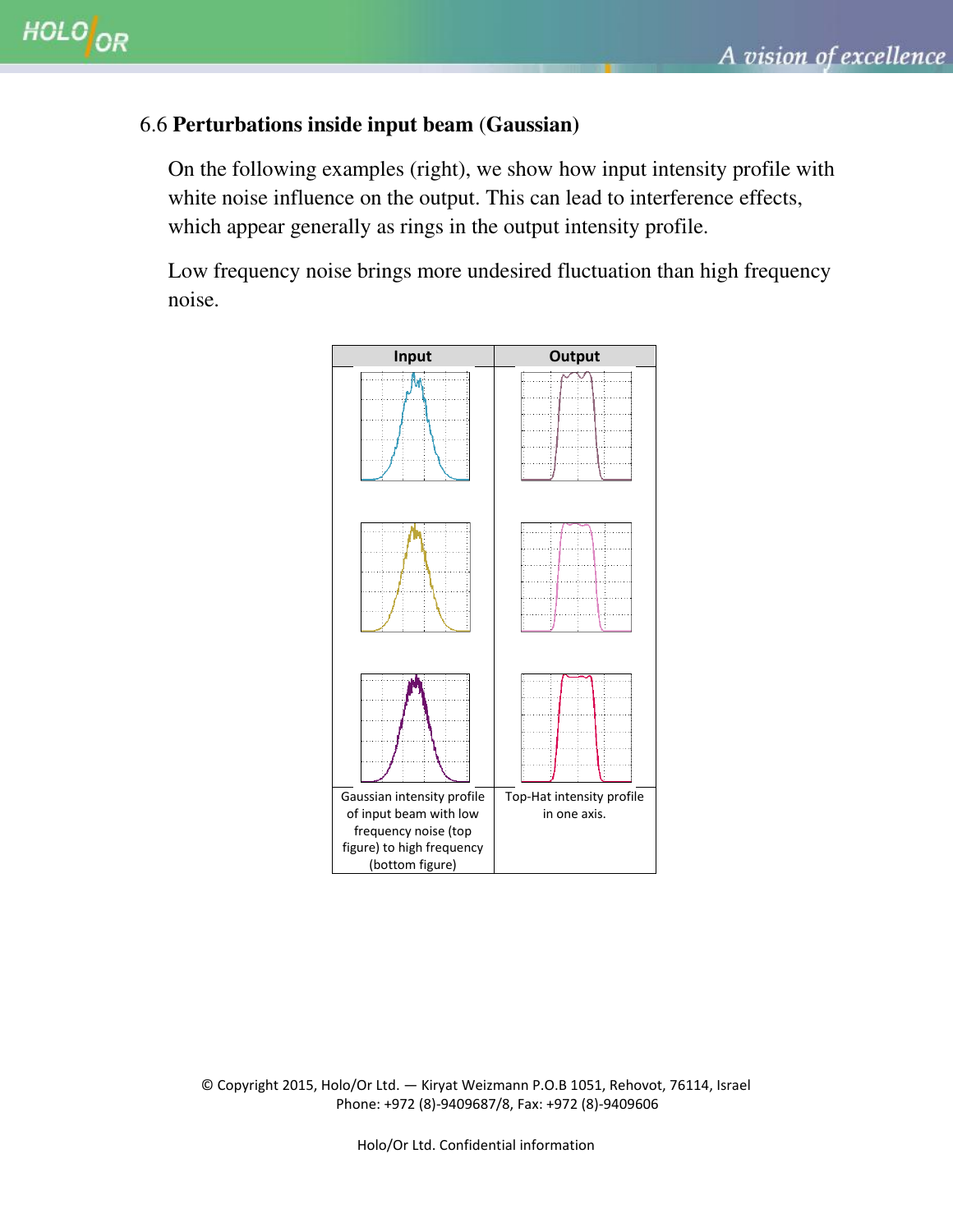### 6.6 **Perturbations inside input beam (Gaussian)**

On the following examples (right), we show how input intensity profile with white noise influence on the output. This can lead to interference effects, which appear generally as rings in the output intensity profile.

Low frequency noise brings more undesired fluctuation than high frequency noise.

| Input | Output |
| --- | --- |
| | |
| | |
| | |
| Gaussian intensity profile of input beam with low frequency noise (top figure) to high frequency (bottom figure) | Top-Hat intensity profile in one axis. |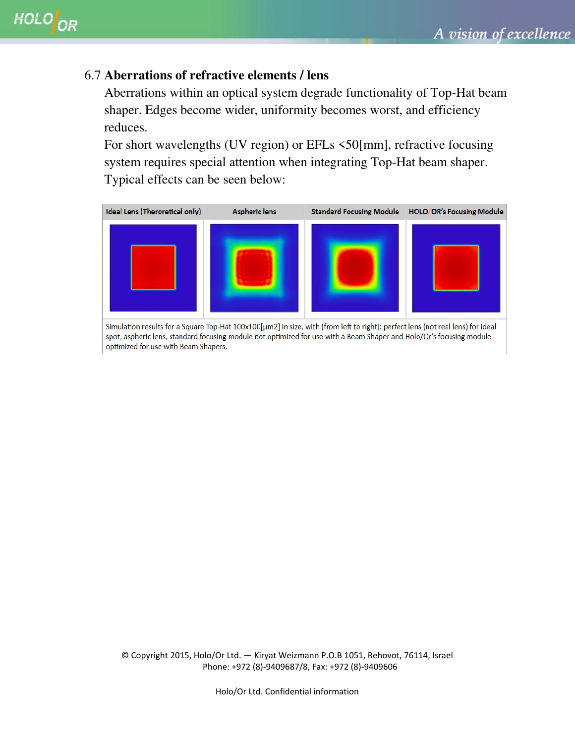### 6.7 **Aberrations of refractive elements / lens**

Aberrations within an optical system degrade functionality of Top-Hat beam shaper. Edges become wider, uniformity becomes worst, and efficiency reduces.

For short wavelengths (UV region) or EFLs <50[mm], refractive focusing system requires special attention when integrating Top-Hat beam shaper. Typical effects can be seen below:

| Ideal Lens (Theroretical only) | Aspheric lens | Standard Focusing Module | HOLO/OR's Focusing Module |
|---|---|---|---|
| | | | |

Simulation results for a Square Top-Hat 100x100[µm2] in size, with (from left to right): perfect lens (not real lens) for ideal spot, aspheric lens, standard focusing module not optimized for use with a Beam Shaper and Holo/Or's focusing module optimized for use with Beam Shapers.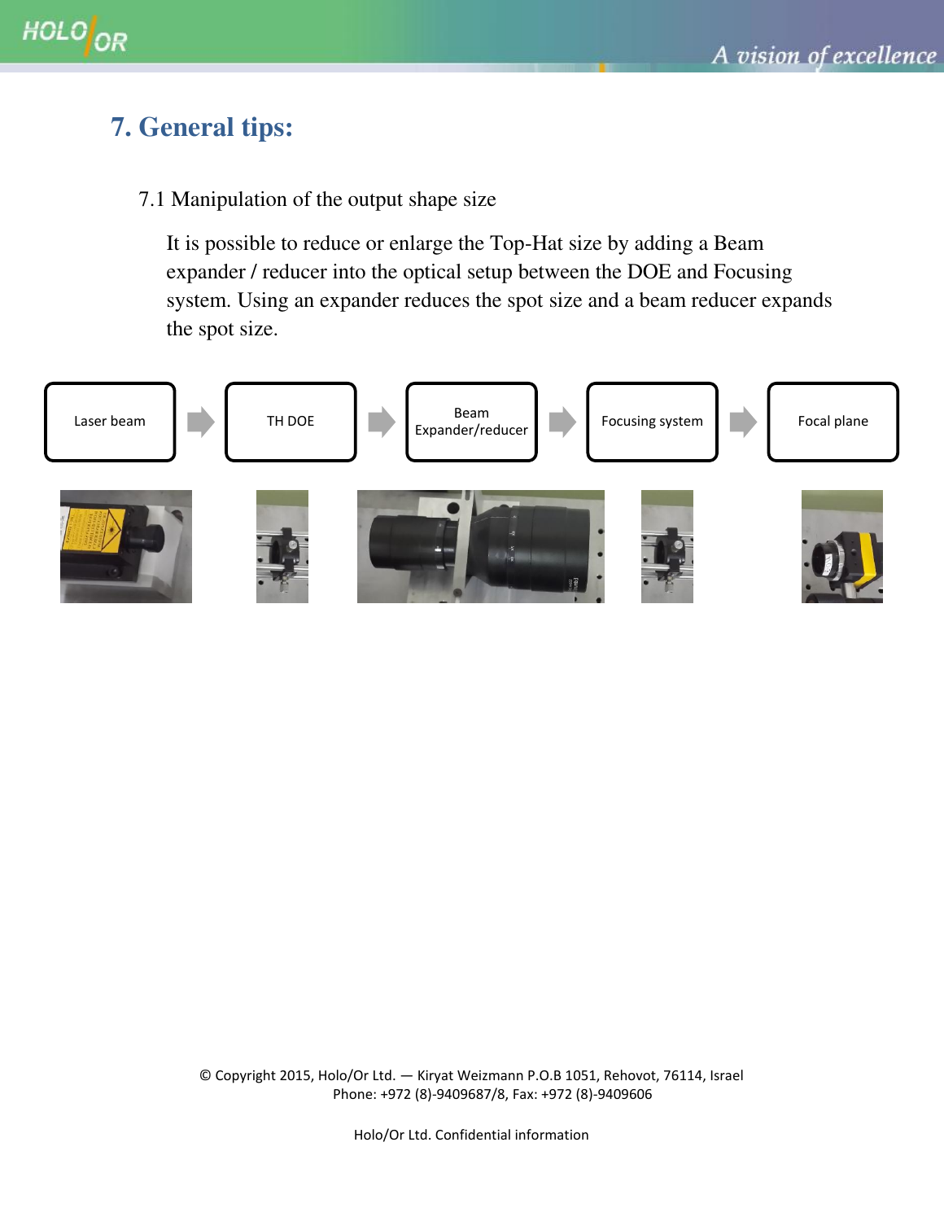## 7. General tips:

### 7.1 Manipulation of the output shape size

It is possible to reduce or enlarge the Top-Hat size by adding a Beam expander / reducer into the optical setup between the DOE and Focusing system. Using an expander reduces the spot size and a beam reducer expands the spot size.

Laser beam

TH DOE

Beam Expander/reducer

Focusing system

Focal plane

© Copyright 2015, Holo/Or Ltd. — Kiryat Weizmann P.O.B 1051, Rehovot, 76114, Israel
Phone: +972 (8)-9409687/8, Fax: +972 (8)-9409606

Holo/Or Ltd. Confidential information